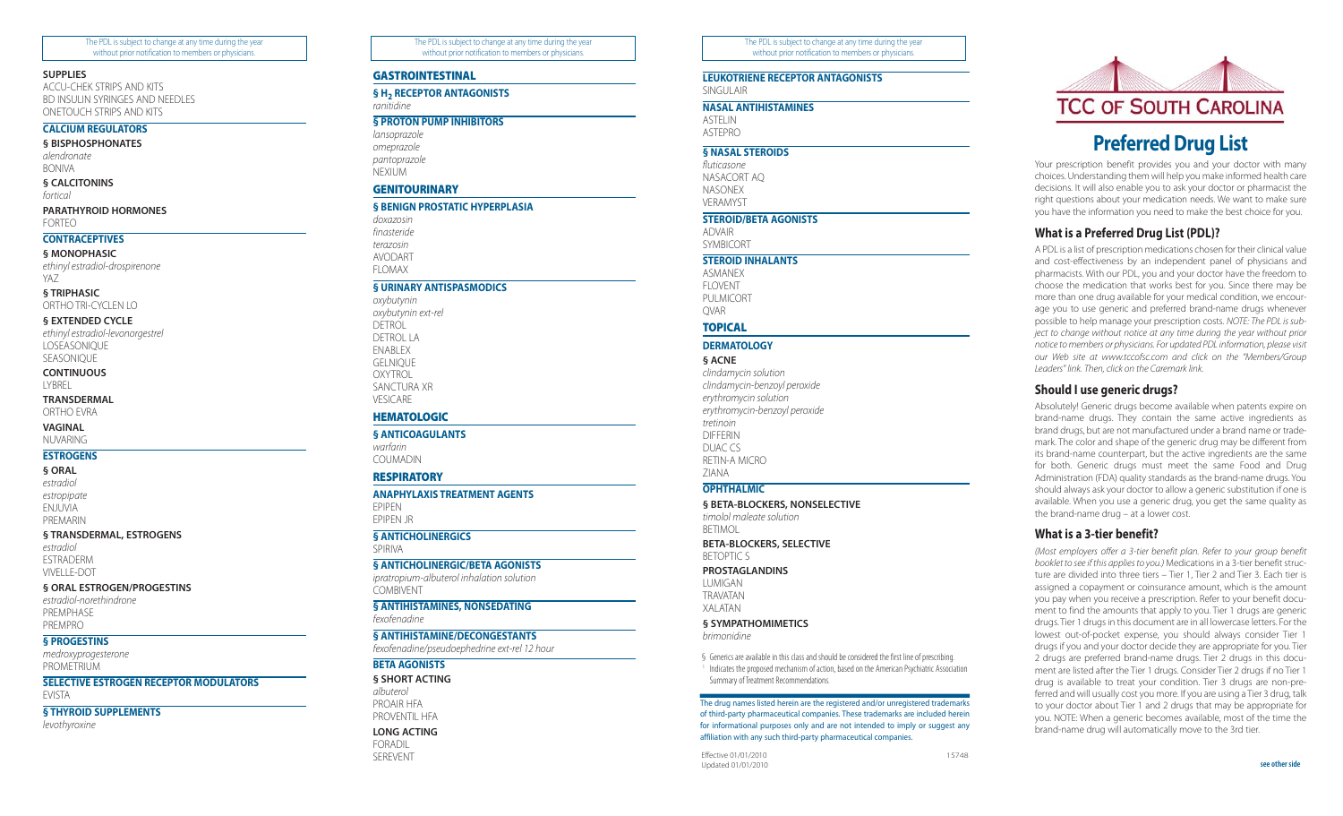The PDL is subject to change at any time during the year without prior notification to members or physicians.

**SUPPLIES**

ACCU-CHEK STRIPS AND KITS
BD INSULIN SYRINGES AND NEEDLES
ONETOUCH STRIPS AND KITS

**CALCIUM REGULATORS**

**§ BISPHOSPHONATES**

*alendronate*
BONIVA

**§ CALCITONINS**

*fortical*

**PARATHYROID HORMONES**

FORTEO

**CONTRACEPTIVES**

**§ MONOPHASIC**

*ethinyl estradiol-drospirenone*
YAZ

**§ TRIPHASIC**

ORTHO TRI-CYCLEN LO

**§ EXTENDED CYCLE**

*ethinyl estradiol-levonorgestrel*
LOSEASONIQUE
SEASONIQUE

**CONTINUOUS**

LYBREL

**TRANSDERMAL**

ORTHO EVRA

**VAGINAL**

NUVARING

**ESTROGENS**

**§ ORAL**

*estradiol*
*estropipate*
ENJUVIA
PREMARIN

**§ TRANSDERMAL, ESTROGENS**

*estradiol*
ESTRADERM
VIVELLE-DOT

**§ ORAL ESTROGEN/PROGESTINS**

*estradiol-norethindrone*
PREMPHASE
PREMPRO

**§ PROGESTINS**

*medroxyprogesterone*
PROMETRIUM

**SELECTIVE ESTROGEN RECEPTOR MODULATORS**

EVISTA

**§ THYROID SUPPLEMENTS**

*levothyroxine*

## GASTROINTESTINAL

**§ $H_2$ RECEPTOR ANTAGONISTS**

*ranitidine*

**§ PROTON PUMP INHIBITORS**

*lansoprazole*
*omeprazole*
*pantoprazole*
NEXIUM

## GENITOURINARY

**§ BENIGN PROSTATIC HYPERPLASIA**

*doxazosin*
*finasteride*
*terazosin*
AVODART
FLOMAX

**§ URINARY ANTISPASMODICS**

*oxybutynin*
*oxybutynin ext-rel*
DETROL
DETROL LA
ENABLEX
GELNIQUE
OXYTROL
SANCTURA XR
VESICARE

## HEMATOLOGIC

**§ ANTICOAGULANTS**

*warfarin*
COUMADIN

## RESPIRATORY

**ANAPHYLAXIS TREATMENT AGENTS**

EPIPEN
EPIPEN JR

**§ ANTICHOLINERGICS**

SPIRIVA

**§ ANTICHOLINERGIC/BETA AGONISTS**

*ipratropium-albuterol inhalation solution*
COMBIVENT

**§ ANTIHISTAMINES, NONSEDATING**

*fexofenadine*

**§ ANTIHISTAMINE/DECONGESTANTS**

*fexofenadine/pseudoephedrine ext-rel 12 hour*

**BETA AGONISTS**

**§ SHORT ACTING**

*albuterol*
PROAIR HFA
PROVENTIL HFA

**LONG ACTING**

FORADIL
SEREVENT

**LEUKOTRIENE RECEPTOR ANTAGONISTS**

SINGULAIR

**NASAL ANTIHISTAMINES**

ASTELIN
ASTEPRO

**§ NASAL STEROIDS**

*fluticasone*
NASACORT AQ
NASONEX
VERAMYST

**STEROID/BETA AGONISTS**

ADVAIR
SYMBICORT

**STEROID INHALANTS**

ASMANEX
FLOVENT
PULMICORT
QVAR

## TOPICAL

**DERMATOLOGY**

**§ ACNE**

*clindamycin solution*
*clindamycin-benzoyl peroxide*
*erythromycin solution*
*erythromycin-benzoyl peroxide*
*tretinoin*
DIFFERIN
DUAC CS
RETIN-A MICRO
ZIANA

**OPHTHALMIC**

**§ BETA-BLOCKERS, NONSELECTIVE**

*timolol maleate solution*
BETIMOL

**BETA-BLOCKERS, SELECTIVE**

BETOPTIC S

**PROSTAGLANDINS**

LUMIGAN
TRAVATAN
XALATAN

**§ SYMPATHOMIMETICS**

*brimonidine*

§ Generics are available in this class and should be considered the first line of prescribing.
[1] Indicates the proposed mechanism of action, based on the American Psychiatric Association Summary of Treatment Recommendations.

The drug names listed herein are the registered and/or unregistered trademarks of third-party pharmaceutical companies. These trademarks are included herein for informational purposes only and are not intended to imply or suggest any affiliation with any such third-party pharmaceutical companies.

Effective 01/01/2010
Updated 01/01/2010

15748

TCC OF SOUTH CAROLINA

# Preferred Drug List

Your prescription benefit provides you and your doctor with many choices. Understanding them will help you make informed health care decisions. It will also enable you to ask your doctor or pharmacist the right questions about your medication needs. We want to make sure you have the information you need to make the best choice for you.

## What is a Preferred Drug List (PDL)?

A PDL is a list of prescription medications chosen for their clinical value and cost-effectiveness by an independent panel of physicians and pharmacists. With our PDL, you and your doctor have the freedom to choose the medication that works best for you. Since there may be more than one drug available for your medical condition, we encourage you to use generic and preferred brand-name drugs whenever possible to help manage your prescription costs. *NOTE: The PDL is subject to change without notice at any time during the year without prior notice to members or physicians. For updated PDL information, please visit our Web site at www.tccofsc.com and click on the "Members/Group Leaders" link. Then, click on the Caremark link.*

## Should I use generic drugs?

Absolutely! Generic drugs become available when patents expire on brand-name drugs. They contain the same active ingredients as brand drugs, but are not manufactured under a brand name or trademark. The color and shape of the generic drug may be different from its brand-name counterpart, but the active ingredients are the same for both. Generic drugs must meet the same Food and Drug Administration (FDA) quality standards as the brand-name drugs. You should always ask your doctor to allow a generic substitution if one is available. When you use a generic drug, you get the same quality as the brand-name drug – at a lower cost.

## What is a 3-tier benefit?

*(Most employers offer a 3-tier benefit plan. Refer to your group benefit booklet to see if this applies to you.)* Medications in a 3-tier benefit structure are divided into three tiers – Tier 1, Tier 2 and Tier 3. Each tier is assigned a copayment or coinsurance amount, which is the amount you pay when you receive a prescription. Refer to your benefit document to find the amounts that apply to you. Tier 1 drugs are generic drugs. Tier 1 drugs in this document are in all lowercase letters. For the lowest out-of-pocket expense, you should always consider Tier 1 drugs if you and your doctor decide they are appropriate for you. Tier 2 drugs are preferred brand-name drugs. Tier 2 drugs in this document are listed after the Tier 1 drugs. Consider Tier 2 drugs if no Tier 1 drug is available to treat your condition. Tier 3 drugs are non-preferred and will usually cost you more. If you are using a Tier 3 drug, talk to your doctor about Tier 1 and 2 drugs that may be appropriate for you. NOTE: When a generic becomes available, most of the time the brand-name drug will automatically move to the 3rd tier.

**see other side**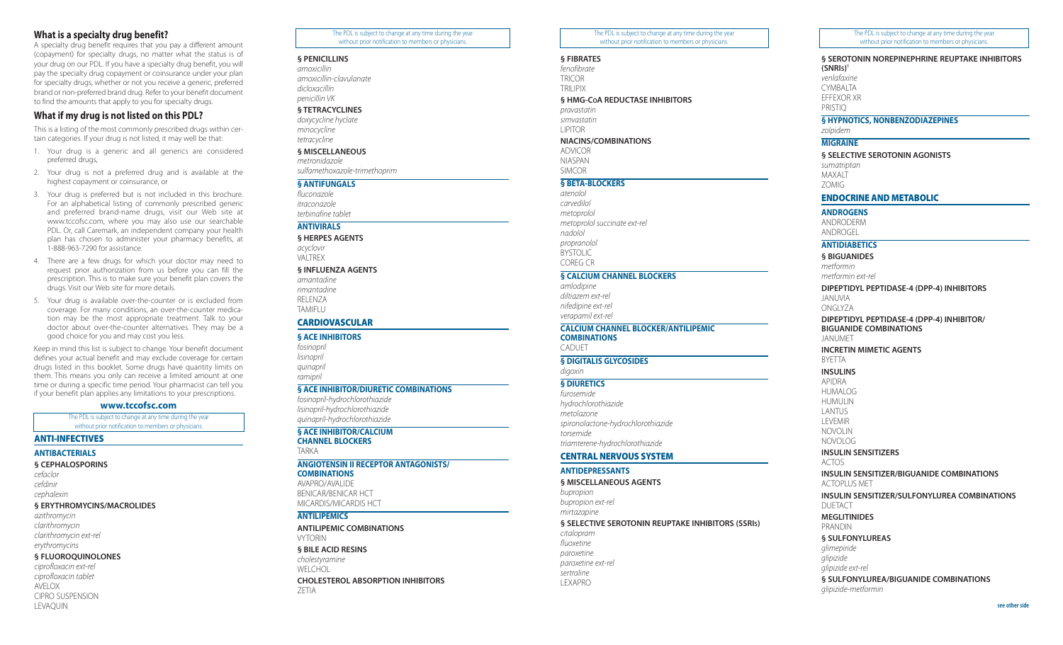## What is a specialty drug benefit?

A specialty drug benefit requires that you pay a different amount (copayment) for specialty drugs, no matter what the status is of your drug on our PDL. If you have a specialty drug benefit, you will pay the specialty drug copayment or coinsurance under your plan for specialty drugs, whether or not you receive a generic, preferred brand or non-preferred brand drug. Refer to your benefit document to find the amounts that apply to you for specialty drugs.

## What if my drug is not listed on this PDL?

This is a listing of the most commonly prescribed drugs within certain categories. If your drug is not listed, it may well be that:

1. Your drug is a generic and all generics are considered preferred drugs,
2. Your drug is not a preferred drug and is available at the highest copayment or coinsurance, or
3. Your drug is preferred but is not included in this brochure. For an alphabetical listing of commonly prescribed generic and preferred brand-name drugs, visit our Web site at www.tccofsc.com, where you may also use our searchable PDL. Or, call Caremark, an independent company your health plan has chosen to administer your pharmacy benefits, at 1-888-963-7290 for assistance.
4. There are a few drugs for which your doctor may need to request prior authorization from us before you can fill the prescription. This is to make sure your benefit plan covers the drugs. Visit our Web site for more details.
5. Your drug is available over-the-counter or is excluded from coverage. For many conditions, an over-the-counter medication may be the most appropriate treatment. Talk to your doctor about over-the-counter alternatives. They may be a good choice for you and may cost you less.

Keep in mind this list is subject to change. Your benefit document defines your actual benefit and may exclude coverage for certain drugs listed in this booklet. Some drugs have quantity limits on them. This means you only can receive a limited amount at one time or during a specific time period. Your pharmacist can tell you if your benefit plan applies any limitations to your prescriptions.

**www.tccofsc.com**

The PDL is subject to change at any time during the year without prior notification to members or physicians.

## ANTI-INFECTIVES

### ANTIBACTERIALS

**§ CEPHALOSPORINS**
*cefaclor*
*cefdinir*
*cephalexin*

**§ ERYTHROMYCINS/MACROLIDES**
*azithromycin*
*clarithromycin*
*clarithromycin ext-rel*
*erythromycins*

**§ FLUOROQUINOLONES**
*ciprofloxacin ext-rel*
*ciprofloxacin tablet*
AVELOX
CIPRO SUSPENSION
LEVAQUIN

**§ PENICILLINS**
*amoxicillin*
*amoxicillin-clavulanate*
*dicloxacillin*
*penicillin VK*

**§ TETRACYCLINES**
*doxycycline hyclate*
*minocycline*
*tetracycline*

**§ MISCELLANEOUS**
*metronidazole*
*sulfamethoxazole-trimethoprim*

### § ANTIFUNGALS
*fluconazole*
*itraconazole*
*terbinafine tablet*

### ANTIVIRALS

**§ HERPES AGENTS**
*acyclovir*
VALTREX

**§ INFLUENZA AGENTS**
*amantadine*
*rimantadine*
RELENZA
TAMIFLU

## CARDIOVASCULAR

### § ACE INHIBITORS
*fosinopril*
*lisinopril*
*quinapril*
*ramipril*

### § ACE INHIBITOR/DIURETIC COMBINATIONS
*fosinopril-hydrochlorothiazide*
*lisinopril-hydrochlorothiazide*
*quinapril-hydrochlorothiazide*

### § ACE INHIBITOR/CALCIUM CHANNEL BLOCKERS
TARKA

### ANGIOTENSIN II RECEPTOR ANTAGONISTS/COMBINATIONS
AVAPRO/AVALIDE
BENICAR/BENICAR HCT
MICARDIS/MICARDIS HCT

### ANTILIPEMICS

**ANTILIPEMIC COMBINATIONS**
VYTORIN

**§ BILE ACID RESINS**
*cholestyramine*
WELCHOL

**CHOLESTEROL ABSORPTION INHIBITORS**
ZETIA

**§ FIBRATES**
*fenofibrate*
TRICOR
TRILIPIX

**§ HMG-CoA REDUCTASE INHIBITORS**
*pravastatin*
*simvastatin*
LIPITOR

**NIACINS/COMBINATIONS**
ADVICOR
NIASPAN
SIMCOR

### § BETA-BLOCKERS
*atenolol*
*carvedilol*
*metoprolol*
*metoprolol succinate ext-rel*
*nadolol*
*propranolol*
BYSTOLIC
COREG CR

### § CALCIUM CHANNEL BLOCKERS
*amlodipine*
*diltiazem ext-rel*
*nifedipine ext-rel*
*verapamil ext-rel*

### CALCIUM CHANNEL BLOCKER/ANTILIPEMIC COMBINATIONS
CADUET

### § DIGITALIS GLYCOSIDES
*digoxin*

### § DIURETICS
*furosemide*
*hydrochlorothiazide*
*metolazone*
*spironolactone-hydrochlorothiazide*
*torsemide*
*triamterene-hydrochlorothiazide*

## CENTRAL NERVOUS SYSTEM

### ANTIDEPRESSANTS

**§ MISCELLANEOUS AGENTS**
*bupropion*
*bupropion ext-rel*
*mirtazapine*

**§ SELECTIVE SEROTONIN REUPTAKE INHIBITORS (SSRIs)**
*citalopram*
*fluoxetine*
*paroxetine*
*paroxetine ext-rel*
*sertraline*
LEXAPRO

**§ SEROTONIN NOREPINEPHRINE REUPTAKE INHIBITORS (SNRIs)[1]**
*venlafaxine*
CYMBALTA
EFFEXOR XR
PRISTIQ

### § HYPNOTICS, NONBENZODIAZEPINES
*zolpidem*

### MIGRAINE

**§ SELECTIVE SEROTONIN AGONISTS**
*sumatriptan*
MAXALT
ZOMIG

## ENDOCRINE AND METABOLIC

### ANDROGENS
ANDRODERM
ANDROGEL

### ANTIDIABETICS

**§ BIGUANIDES**
*metformin*
*metformin ext-rel*

**DIPEPTIDYL PEPTIDASE-4 (DPP-4) INHIBITORS**
JANUVIA
ONGLYZA

**DIPEPTIDYL PEPTIDASE-4 (DPP-4) INHIBITOR/ BIGUANIDE COMBINATIONS**
JANUMET

**INCRETIN MIMETIC AGENTS**
BYETTA

**INSULINS**
APIDRA
HUMALOG
HUMULIN
LANTUS
LEVEMIR
NOVOLIN
NOVOLOG

**INSULIN SENSITIZERS**
ACTOS

**INSULIN SENSITIZER/BIGUANIDE COMBINATIONS**
ACTOPLUS MET

**INSULIN SENSITIZER/SULFONYLUREA COMBINATIONS**
DUETACT

**MEGLITINIDES**
PRANDIN

**§ SULFONYLUREAS**
*glimepiride*
*glipizide*
*glipizide ext-rel*

**§ SULFONYLUREA/BIGUANIDE COMBINATIONS**
*glipizide-metformin*

see other side